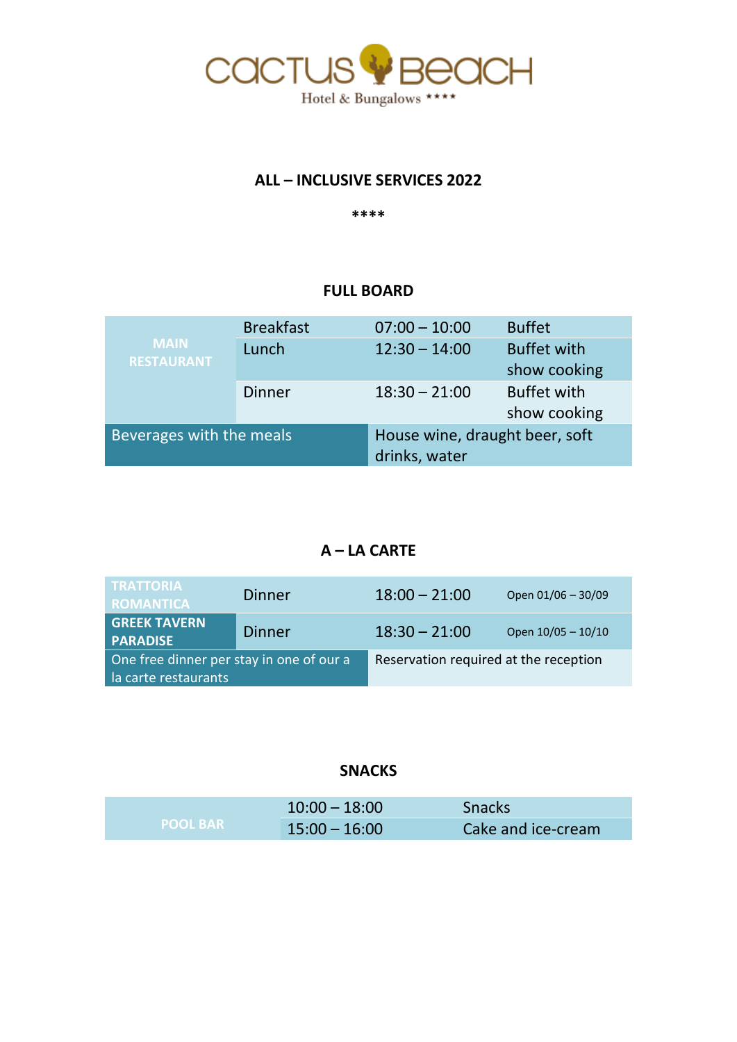CACTUS BEACH

Hotel & Bungalows ****

## ALL – INCLUSIVE SERVICES 2022

****

### FULL BOARD

| | | | |
|---|---|---|---|
| MAIN RESTAURANT | Breakfast | 07:00 – 10:00 | Buffet |
| | Lunch | 12:30 – 14:00 | Buffet with show cooking |
| | Dinner | 18:30 – 21:00 | Buffet with show cooking |
| Beverages with the meals | | House wine, draught beer, soft drinks, water | |

### A – LA CARTE

| | | | |
|---|---|---|---|
| TRATTORIA ROMANTICA | Dinner | 18:00 – 21:00 | Open 01/06 – 30/09 |
| GREEK TAVERN PARADISE | Dinner | 18:30 – 21:00 | Open 10/05 – 10/10 |
| One free dinner per stay in one of our a la carte restaurants | | Reservation required at the reception | |

### SNACKS

| | | |
|---|---|---|
| POOL BAR | 10:00 – 18:00 | Snacks |
| | 15:00 – 16:00 | Cake and ice-cream |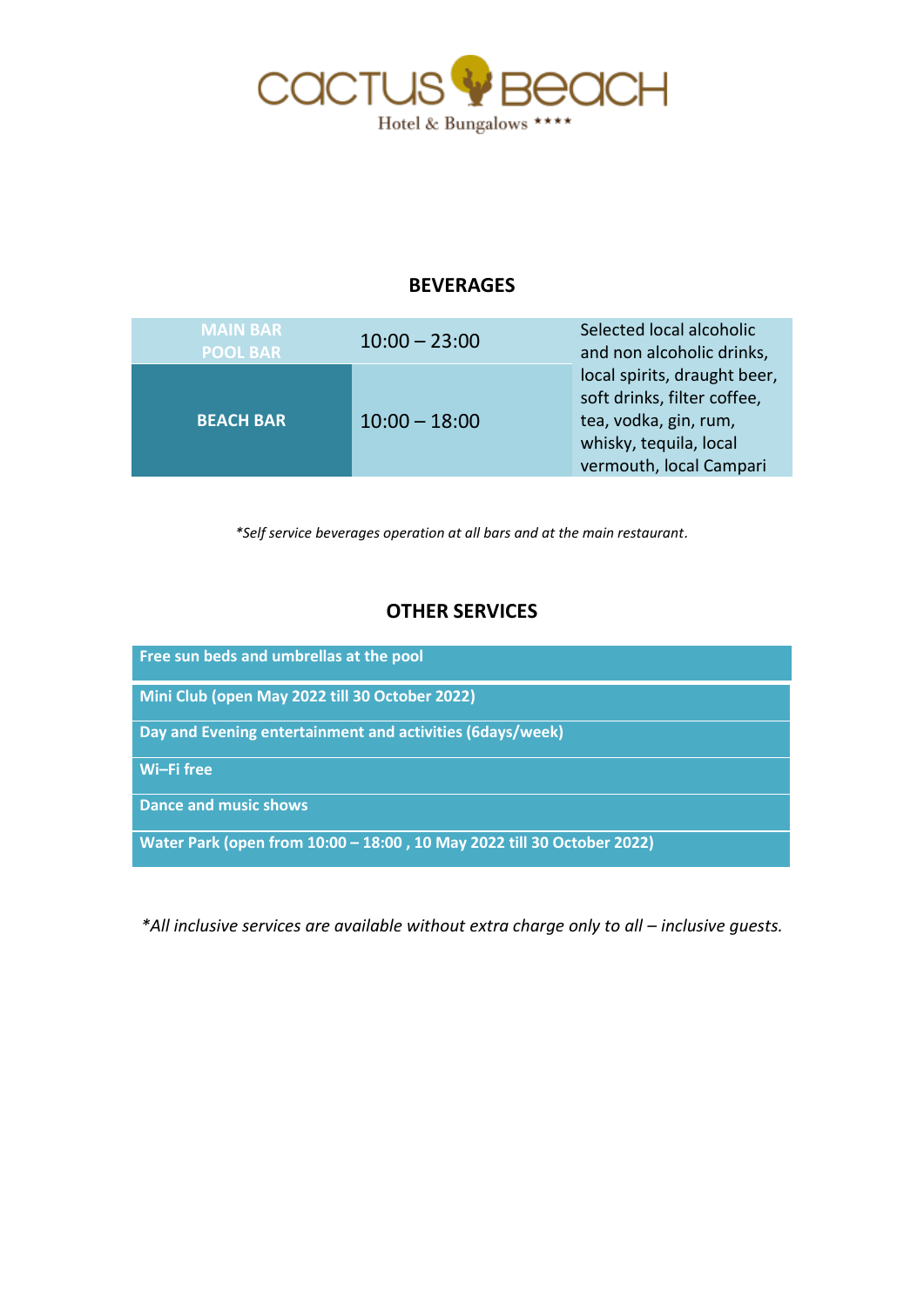Cactus Beach

Hotel & Bungalows ****

## BEVERAGES

| | | |
|---|---|---|
| MAIN BAR<br>POOL BAR | 10:00 – 23:00 | Selected local alcoholic and non alcoholic drinks, local spirits, draught beer, soft drinks, filter coffee, tea, vodka, gin, rum, whisky, tequila, local vermouth, local Campari |
| BEACH BAR | 10:00 – 18:00 | |

*\*Self service beverages operation at all bars and at the main restaurant.*

## OTHER SERVICES

| |
|---|
| **Free sun beds and umbrellas at the pool** |
| **Mini Club (open May 2022 till 30 October 2022)** |
| **Day and Evening entertainment and activities (6days/week)** |
| **Wi–Fi free** |
| **Dance and music shows** |
| **Water Park (open from 10:00 – 18:00 , 10 May 2022 till 30 October 2022)** |

*\*All inclusive services are available without extra charge only to all – inclusive guests.*